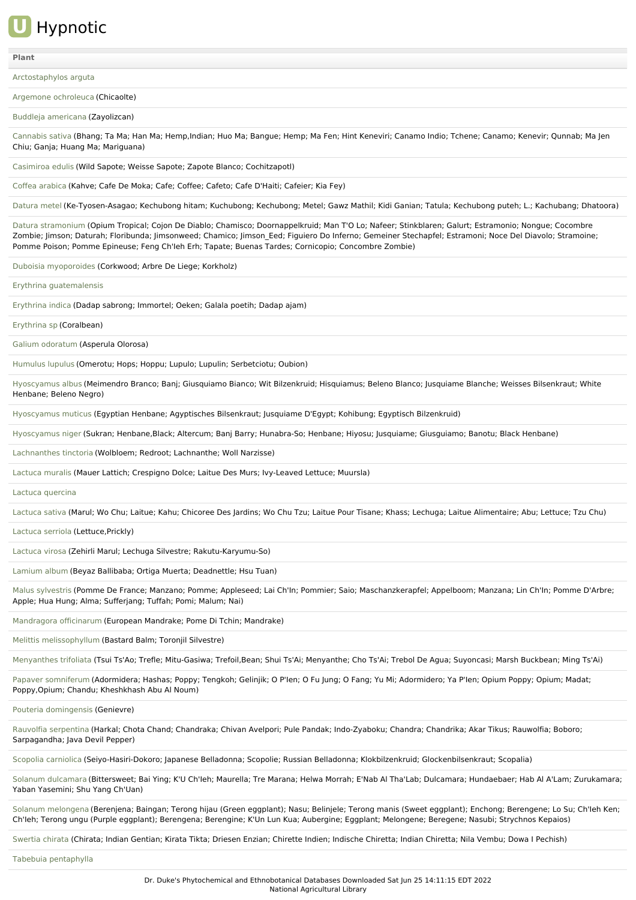# U Hypnotic

| Plant |
| --- |
| Arctostaphylos arguta |
| Argemone ochroleuca (Chicaolte) |
| Buddleja americana (Zayolizcan) |
| Cannabis sativa (Bhang; Ta Ma; Han Ma; Hemp,Indian; Huo Ma; Bangue; Hemp; Ma Fen; Hint Keneviri; Canamo Indio; Tchene; Canamo; Kenevir; Qunnab; Ma Jen Chiu; Ganja; Huang Ma; Mariguana) |
| Casimiroa edulis (Wild Sapote; Weisse Sapote; Zapote Blanco; Cochitzapotl) |
| Coffea arabica (Kahve; Cafe De Moka; Cafe; Coffee; Cafeto; Cafe D'Haiti; Cafeier; Kia Fey) |
| Datura metel (Ke-Tyosen-Asagao; Kechubong hitam; Kuchubong; Kechubong; Metel; Gawz Mathil; Kidi Ganian; Tatula; Kechubong puteh; L.; Kachubang; Dhatoora) |
| Datura stramonium (Opium Tropical; Cojon De Diablo; Chamisco; Doornappelkruid; Man T'O Lo; Nafeer; Stinkblaren; Galurt; Estramonio; Nongue; Cocombre Zombie; Jimson; Daturah; Floribunda; Jimsonweed; Chamico; Jimson_Eed; Figuiero Do Inferno; Gemeiner Stechapfel; Estramoni; Noce Del Diavolo; Stramoine; Pomme Poison; Pomme Epineuse; Feng Ch'Ieh Erh; Tapate; Buenas Tardes; Cornicopio; Concombre Zombie) |
| Duboisia myoporoides (Corkwood; Arbre De Liege; Korkholz) |
| Erythrina guatemalensis |
| Erythrina indica (Dadap sabrong; Immortel; Oeken; Galala poetih; Dadap ajam) |
| Erythrina sp (Coralbean) |
| Galium odoratum (Asperula Olorosa) |
| Humulus lupulus (Omerotu; Hops; Hoppu; Lupulo; Lupulin; Serbetciotu; Oubion) |
| Hyoscyamus albus (Meimendro Branco; Banj; Giusquiamo Bianco; Wit Bilzenkruid; Hisquiamus; Beleno Blanco; Jusquiame Blanche; Weisses Bilsenkraut; White Henbane; Beleno Negro) |
| Hyoscyamus muticus (Egyptian Henbane; Agyptisches Bilsenkraut; Jusquiame D'Egypt; Kohibung; Egyptisch Bilzenkruid) |
| Hyoscyamus niger (Sukran; Henbane,Black; Altercum; Banj Barry; Hunabra-So; Henbane; Hiyosu; Jusquiame; Giusguiamo; Banotu; Black Henbane) |
| Lachnanthes tinctoria (Wolbloem; Redroot; Lachnanthe; Woll Narzisse) |
| Lactuca muralis (Mauer Lattich; Crespigno Dolce; Laitue Des Murs; Ivy-Leaved Lettuce; Muursla) |
| Lactuca quercina |
| Lactuca sativa (Marul; Wo Chu; Laitue; Kahu; Chicoree Des Jardins; Wo Chu Tzu; Laitue Pour Tisane; Khass; Lechuga; Laitue Alimentaire; Abu; Lettuce; Tzu Chu) |
| Lactuca serriola (Lettuce,Prickly) |
| Lactuca virosa (Zehirli Marul; Lechuga Silvestre; Rakutu-Karyumu-So) |
| Lamium album (Beyaz Ballibaba; Ortiga Muerta; Deadnettle; Hsu Tuan) |
| Malus sylvestris (Pomme De France; Manzano; Pomme; Appleseed; Lai Ch'In; Pommier; Saio; Maschanzkerapfel; Appelboom; Manzana; Lin Ch'In; Pomme D'Arbre; Apple; Hua Hung; Alma; Sufferjang; Tuffah; Pomi; Malum; Nai) |
| Mandragora officinarum (European Mandrake; Pome Di Tchin; Mandrake) |
| Melittis melissophyllum (Bastard Balm; Toronjil Silvestre) |
| Menyanthes trifoliata (Tsui Ts'Ao; Trefle; Mitu-Gasiwa; Trefoil,Bean; Shui Ts'Ai; Menyanthe; Cho Ts'Ai; Trebol De Agua; Suyoncasi; Marsh Buckbean; Ming Ts'Ai) |
| Papaver somniferum (Adormidera; Hashas; Poppy; Tengkoh; Gelinjik; O P'Ien; O Fu Jung; O Fang; Yu Mi; Adormidero; Ya P'Ien; Opium Poppy; Opium; Madat; Poppy,Opium; Chandu; Kheshkhash Abu Al Noum) |
| Pouteria domingensis (Genievre) |
| Rauvolfia serpentina (Harkal; Chota Chand; Chandraka; Chivan Avelpori; Pule Pandak; Indo-Zyaboku; Chandra; Chandrika; Akar Tikus; Rauwolfia; Boboro; Sarpagandha; Java Devil Pepper) |
| Scopolia carniolica (Seiyo-Hasiri-Dokoro; Japanese Belladonna; Scopolie; Russian Belladonna; Klokbilzenkruid; Glockenbilsenkraut; Scopalia) |
| Solanum dulcamara (Bittersweet; Bai Ying; K'U Ch'Ieh; Maurella; Tre Marana; Helwa Morrah; E'Nab Al Tha'Lab; Dulcamara; Hundaebaer; Hab Al A'Lam; Zurukamara; Yaban Yasemini; Shu Yang Ch'Uan) |
| Solanum melongena (Berenjena; Baingan; Terong hijau (Green eggplant); Nasu; Belinjele; Terong manis (Sweet eggplant); Enchong; Berengene; Lo Su; Ch'Ieh Ken; Ch'Ieh; Terong ungu (Purple eggplant); Berengena; Berengine; K'Un Lun Kua; Aubergine; Eggplant; Melongene; Beregene; Nasubi; Strychnos Kepaios) |
| Swertia chirata (Chirata; Indian Gentian; Kirata Tikta; Driesen Enzian; Chirette Indien; Indische Chiretta; Indian Chiretta; Nila Vembu; Dowa I Pechish) |
| Tabebuia pentaphylla |

Dr. Duke's Phytochemical and Ethnobotanical Databases Downloaded Sat Jun 25 14:11:15 EDT 2022
National Agricultural Library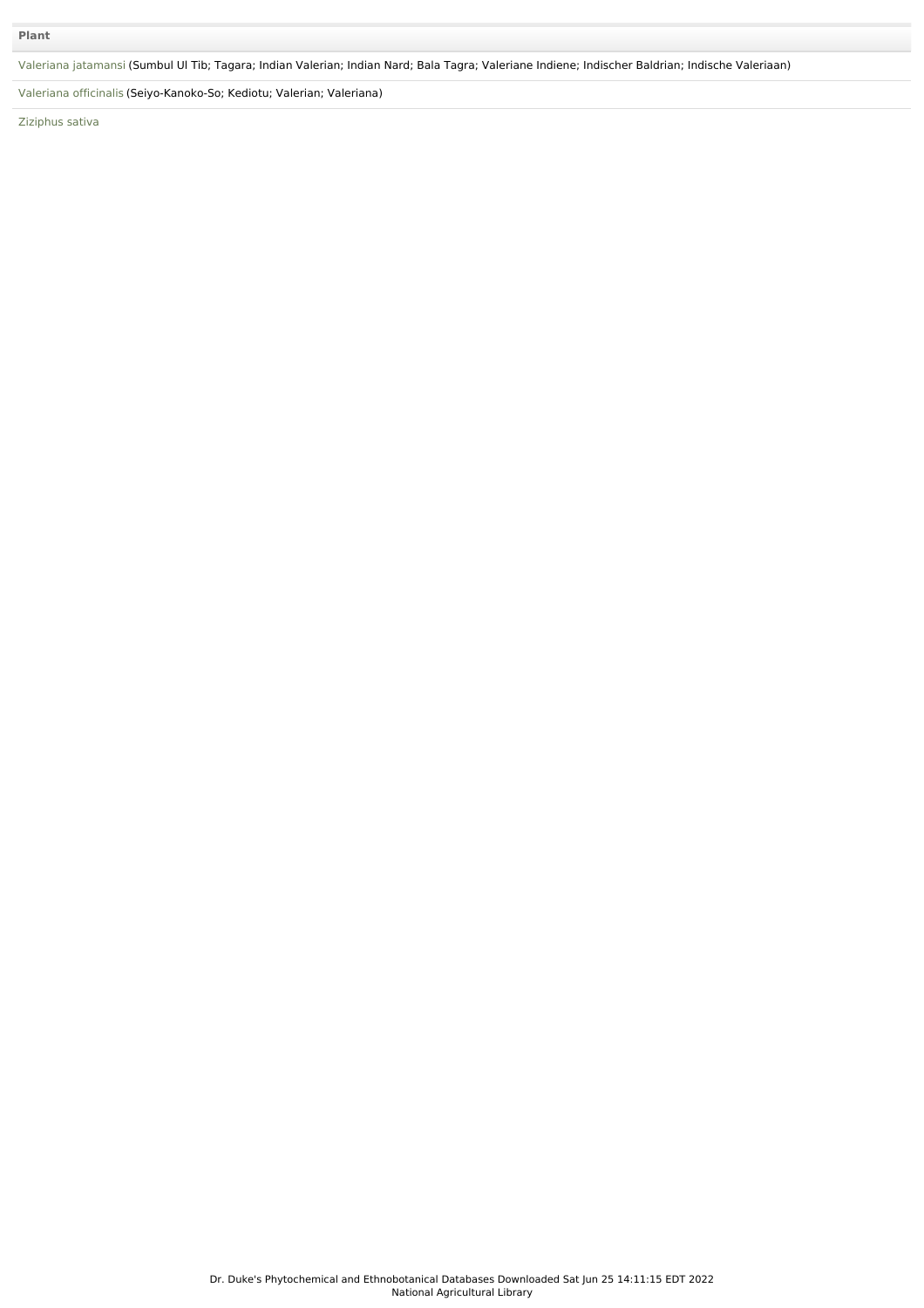| Plant |
| --- |
| Valeriana jatamansi (Sumbul Ul Tib; Tagara; Indian Valerian; Indian Nard; Bala Tagra; Valeriane Indiene; Indischer Baldrian; Indische Valeriaan) |
| Valeriana officinalis (Seiyo-Kanoko-So; Kediotu; Valerian; Valeriana) |
| Ziziphus sativa |

Dr. Duke's Phytochemical and Ethnobotanical Databases Downloaded Sat Jun 25 14:11:15 EDT 2022
National Agricultural Library